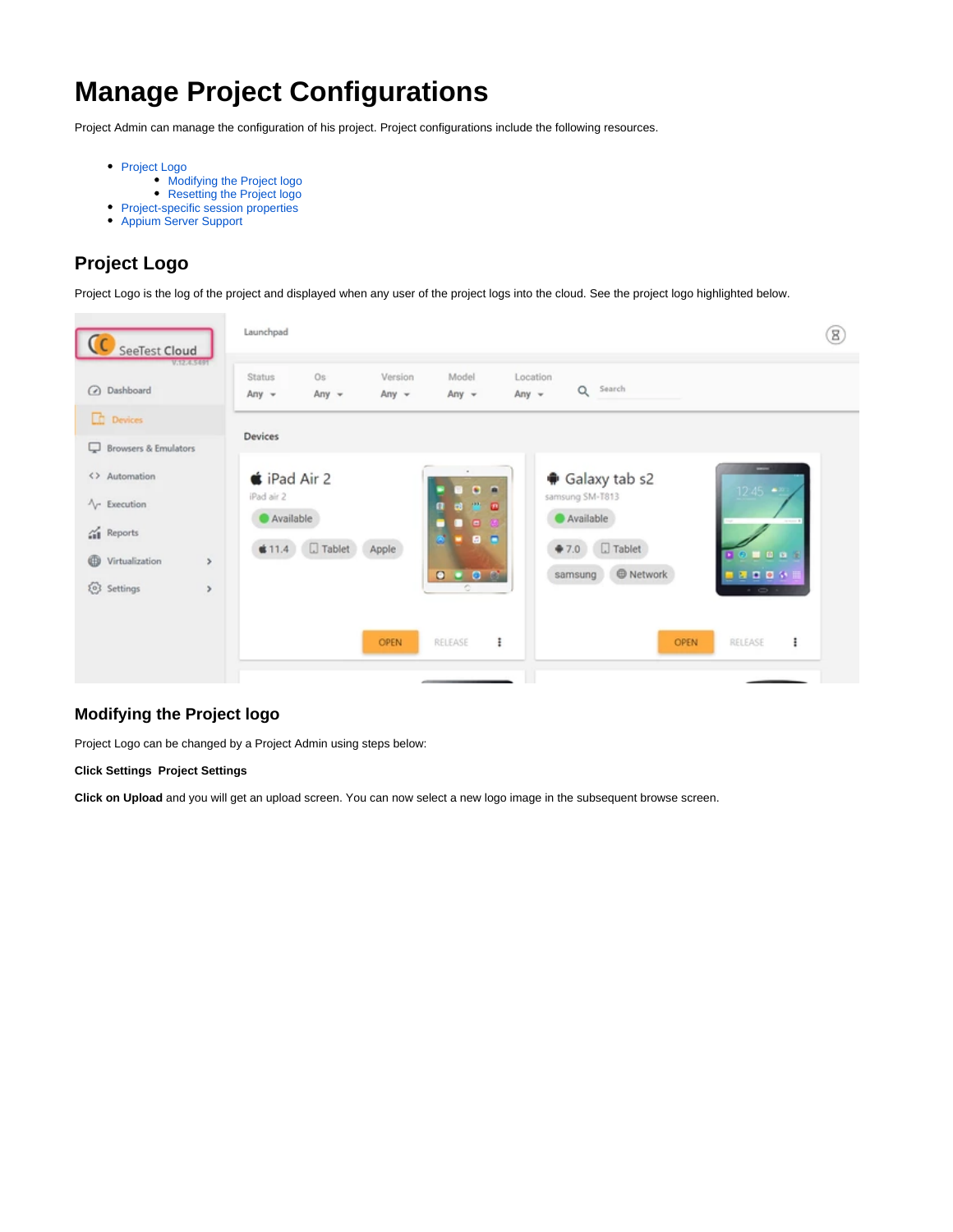# Manage Project Configurations

Project Admin can manage the configuration of his project. Project configurations include the following resources.

- Project Logo
    - Modifying the Project logo
    - Resetting the Project logo
- Project-specific session properties
- Appium Server Support

## Project Logo

Project Logo is the log of the project and displayed when any user of the project logs into the cloud. See the project logo highlighted below.

### Modifying the Project logo

Project Logo can be changed by a Project Admin using steps below:

**Click Settings  Project Settings**

**Click on Upload** and you will get an upload screen. You can now select a new logo image in the subsequent browse screen.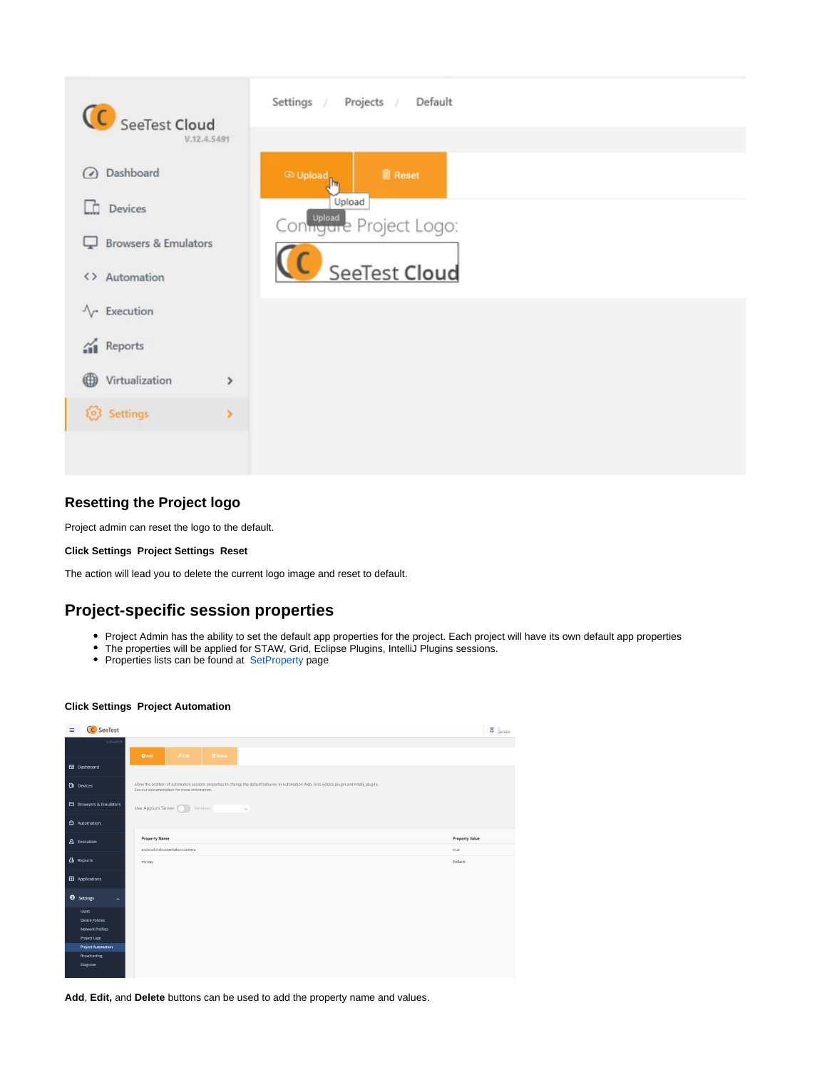## Resetting the Project logo

Project admin can reset the logo to the default.

**Click Settings  Project Settings  Reset**

The action will lead you to delete the current logo image and reset to default.

## Project-specific session properties

- Project Admin has the ability to set the default app properties for the project. Each project will have its own default app properties
- The properties will be applied for STAW, Grid, Eclipse Plugins, IntelliJ Plugins sessions.
- Properties lists can be found at SetProperty page

**Click Settings  Project Automation**

**Add**, **Edit,** and **Delete** buttons can be used to add the property name and values.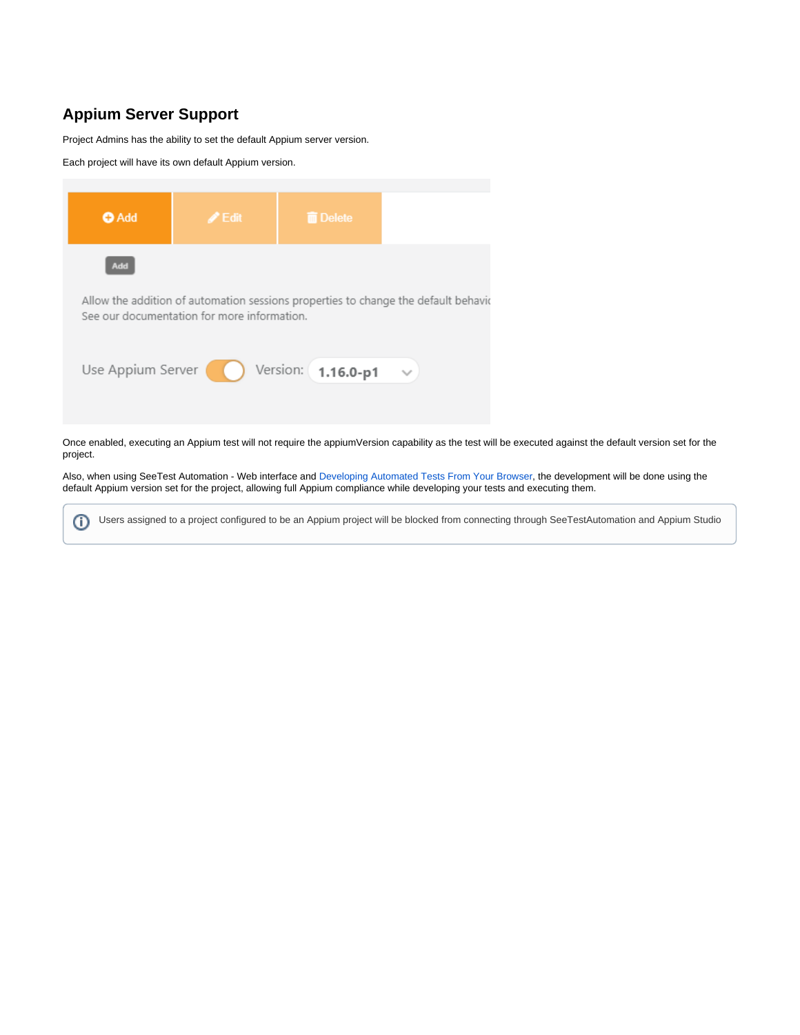## Appium Server Support

Project Admins has the ability to set the default Appium server version.

Each project will have its own default Appium version.

Once enabled, executing an Appium test will not require the appiumVersion capability as the test will be executed against the default version set for the project.

Also, when using SeeTest Automation - Web interface and Developing Automated Tests From Your Browser, the development will be done using the default Appium version set for the project, allowing full Appium compliance while developing your tests and executing them.

> Users assigned to a project configured to be an Appium project will be blocked from connecting through SeeTestAutomation and Appium Studio